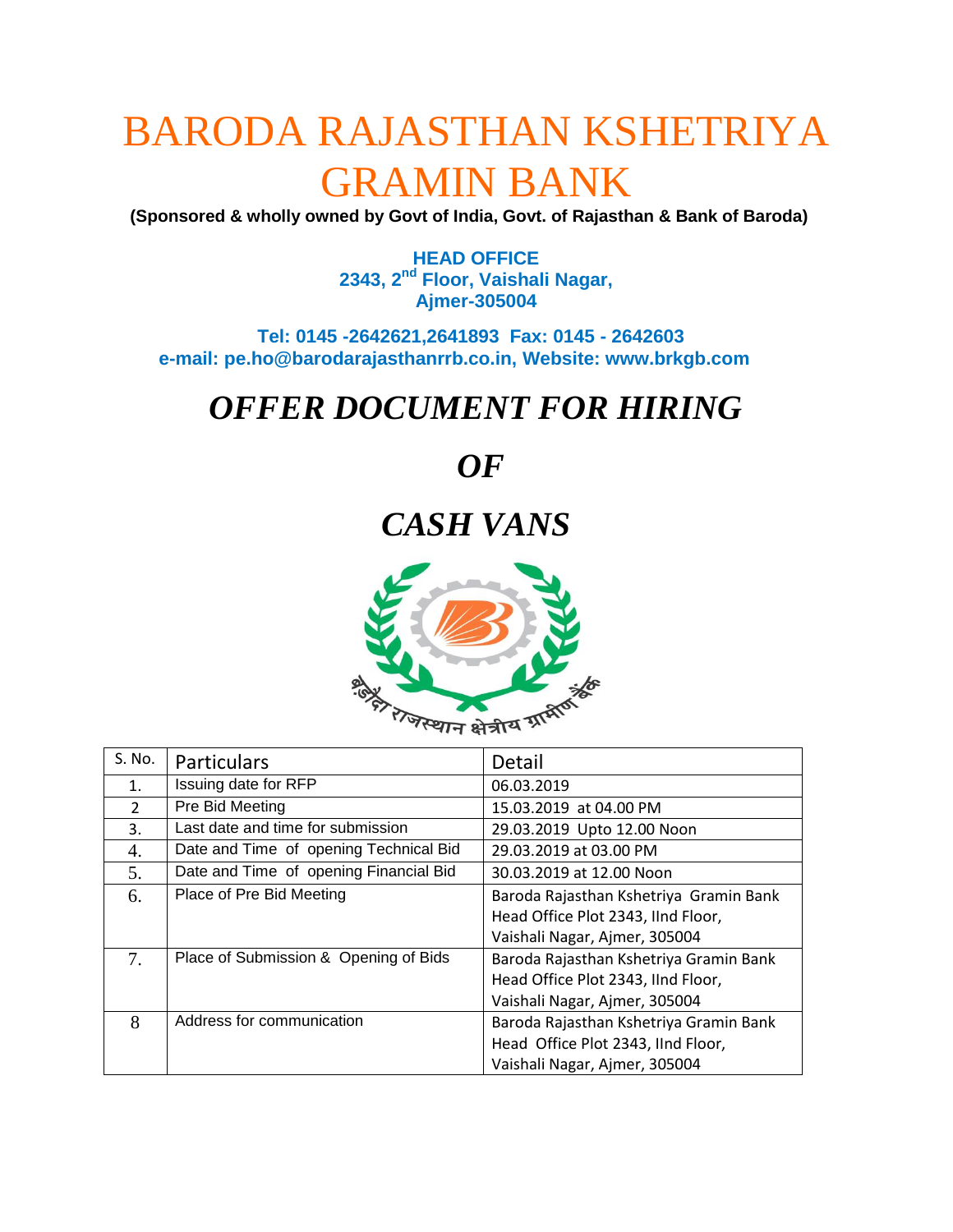# BARODA RAJASTHAN KSHETRIYA GRAMIN BANK

**(Sponsored & wholly owned by Govt of India, Govt. of Rajasthan & Bank of Baroda)**

**HEAD OFFICE**
**2343, 2nd Floor, Vaishali Nagar,**
**Ajmer-305004**

**Tel: 0145 -2642621,2641893 Fax: 0145 - 2642603**
**e-mail: pe.ho@barodarajasthanrrb.co.in, Website: www.brkgb.com**

# *OFFER DOCUMENT FOR HIRING*

# *OF*

# *CASH VANS*

बड़ौदा राजस्थान क्षेत्रीय ग्रामीण बैंक

| S. No. | Particulars | Detail |
|---|---|---|
| 1. | Issuing date for RFP | 06.03.2019 |
| 2 | Pre Bid Meeting | 15.03.2019 at 04.00 PM |
| 3. | Last date and time for submission | 29.03.2019 Upto 12.00 Noon |
| 4. | Date and Time of opening Technical Bid | 29.03.2019 at 03.00 PM |
| 5. | Date and Time of opening Financial Bid | 30.03.2019 at 12.00 Noon |
| 6. | Place of Pre Bid Meeting | Baroda Rajasthan Kshetriya Gramin Bank Head Office Plot 2343, IInd Floor, Vaishali Nagar, Ajmer, 305004 |
| 7. | Place of Submission & Opening of Bids | Baroda Rajasthan Kshetriya Gramin Bank Head Office Plot 2343, IInd Floor, Vaishali Nagar, Ajmer, 305004 |
| 8 | Address for communication | Baroda Rajasthan Kshetriya Gramin Bank Head Office Plot 2343, IInd Floor, Vaishali Nagar, Ajmer, 305004 |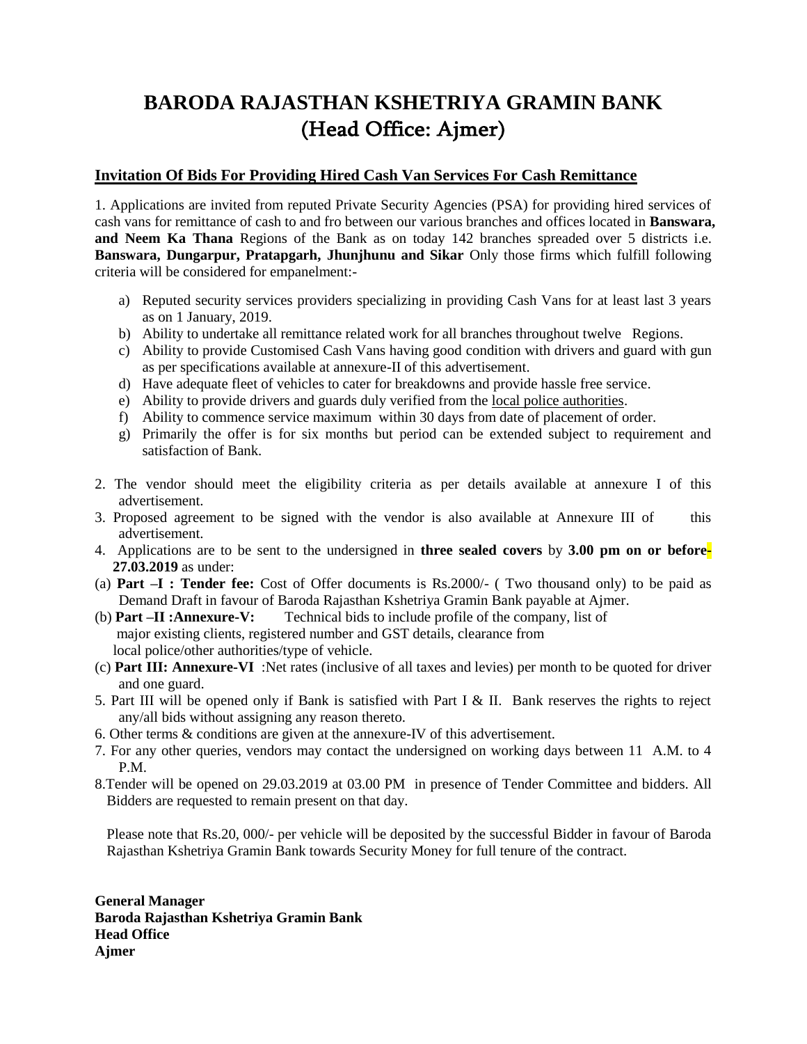# BARODA RAJASTHAN KSHETRIYA GRAMIN BANK
# (Head Office: Ajmer)

## Invitation Of Bids For Providing Hired Cash Van Services For Cash Remittance

1. Applications are invited from reputed Private Security Agencies (PSA) for providing hired services of cash vans for remittance of cash to and fro between our various branches and offices located in **Banswara, and Neem Ka Thana** Regions of the Bank as on today 142 branches spreaded over 5 districts i.e. **Banswara, Dungarpur, Pratapgarh, Jhunjhunu and Sikar** Only those firms which fulfill following criteria will be considered for empanelment:-

   a) Reputed security services providers specializing in providing Cash Vans for at least last 3 years as on 1 January, 2019.
   b) Ability to undertake all remittance related work for all branches throughout twelve Regions.
   c) Ability to provide Customised Cash Vans having good condition with drivers and guard with gun as per specifications available at annexure-II of this advertisement.
   d) Have adequate fleet of vehicles to cater for breakdowns and provide hassle free service.
   e) Ability to provide drivers and guards duly verified from the local police authorities.
   f) Ability to commence service maximum within 30 days from date of placement of order.
   g) Primarily the offer is for six months but period can be extended subject to requirement and satisfaction of Bank.

2. The vendor should meet the eligibility criteria as per details available at annexure I of this advertisement.
3. Proposed agreement to be signed with the vendor is also available at Annexure III of this advertisement.
4. Applications are to be sent to the undersigned in **three sealed covers** by **3.00 pm on or before- 27.03.2019** as under:

(a) **Part –I : Tender fee:** Cost of Offer documents is Rs.2000/- ( Two thousand only) to be paid as Demand Draft in favour of Baroda Rajasthan Kshetriya Gramin Bank payable at Ajmer.

(b) **Part –II :Annexure-V:** Technical bids to include profile of the company, list of major existing clients, registered number and GST details, clearance from local police/other authorities/type of vehicle.

(c) **Part III: Annexure-VI** :Net rates (inclusive of all taxes and levies) per month to be quoted for driver and one guard.

5. Part III will be opened only if Bank is satisfied with Part I & II. Bank reserves the rights to reject any/all bids without assigning any reason thereto.
6. Other terms & conditions are given at the annexure-IV of this advertisement.
7. For any other queries, vendors may contact the undersigned on working days between 11 A.M. to 4 P.M.
8. Tender will be opened on 29.03.2019 at 03.00 PM in presence of Tender Committee and bidders. All Bidders are requested to remain present on that day.

Please note that Rs.20, 000/- per vehicle will be deposited by the successful Bidder in favour of Baroda Rajasthan Kshetriya Gramin Bank towards Security Money for full tenure of the contract.

**General Manager**
**Baroda Rajasthan Kshetriya Gramin Bank**
**Head Office**
**Ajmer**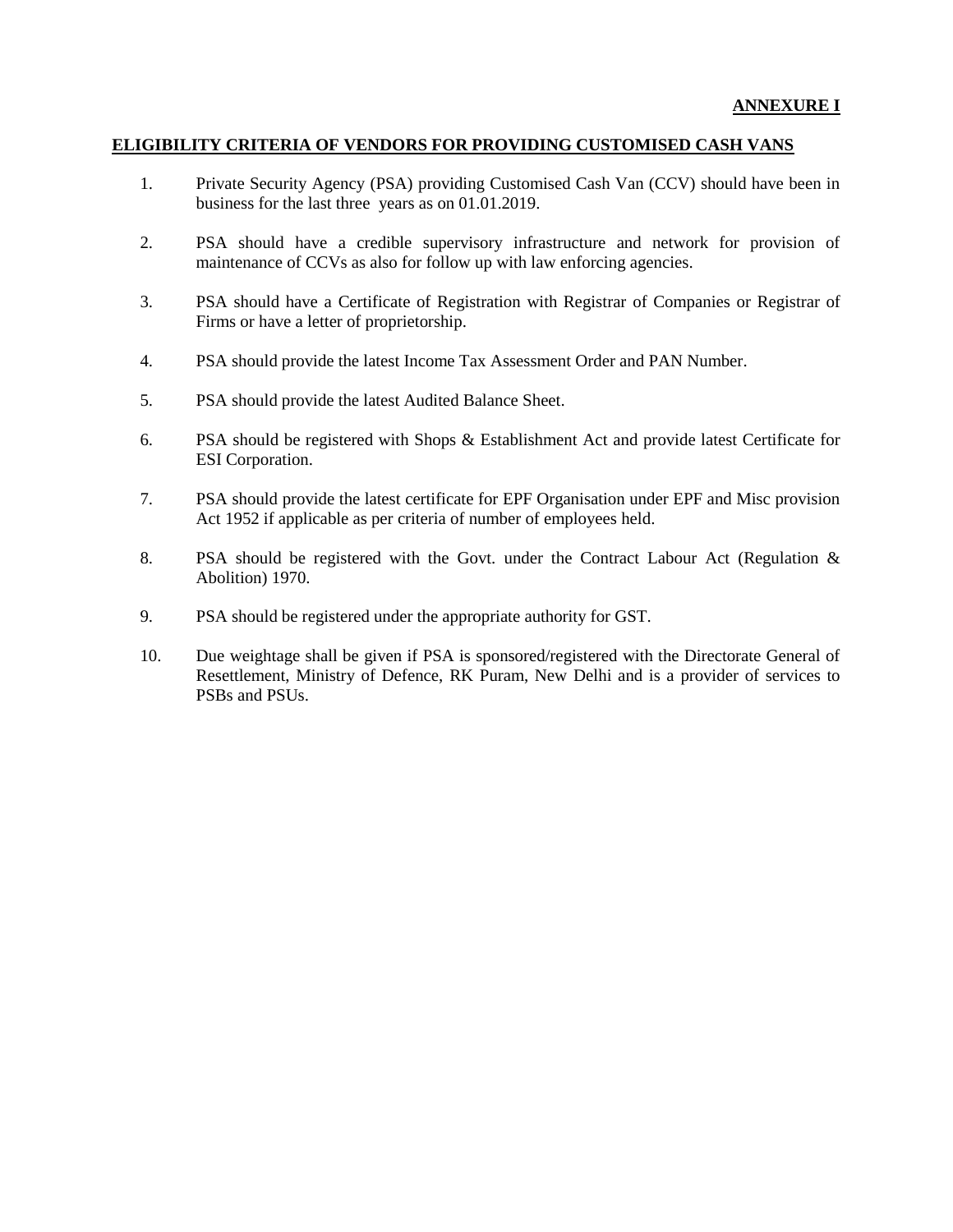**ANNEXURE I**

**ELIGIBILITY CRITERIA OF VENDORS FOR PROVIDING CUSTOMISED CASH VANS**

1. Private Security Agency (PSA) providing Customised Cash Van (CCV) should have been in business for the last three years as on 01.01.2019.

2. PSA should have a credible supervisory infrastructure and network for provision of maintenance of CCVs as also for follow up with law enforcing agencies.

3. PSA should have a Certificate of Registration with Registrar of Companies or Registrar of Firms or have a letter of proprietorship.

4. PSA should provide the latest Income Tax Assessment Order and PAN Number.

5. PSA should provide the latest Audited Balance Sheet.

6. PSA should be registered with Shops & Establishment Act and provide latest Certificate for ESI Corporation.

7. PSA should provide the latest certificate for EPF Organisation under EPF and Misc provision Act 1952 if applicable as per criteria of number of employees held.

8. PSA should be registered with the Govt. under the Contract Labour Act (Regulation & Abolition) 1970.

9. PSA should be registered under the appropriate authority for GST.

10. Due weightage shall be given if PSA is sponsored/registered with the Directorate General of Resettlement, Ministry of Defence, RK Puram, New Delhi and is a provider of services to PSBs and PSUs.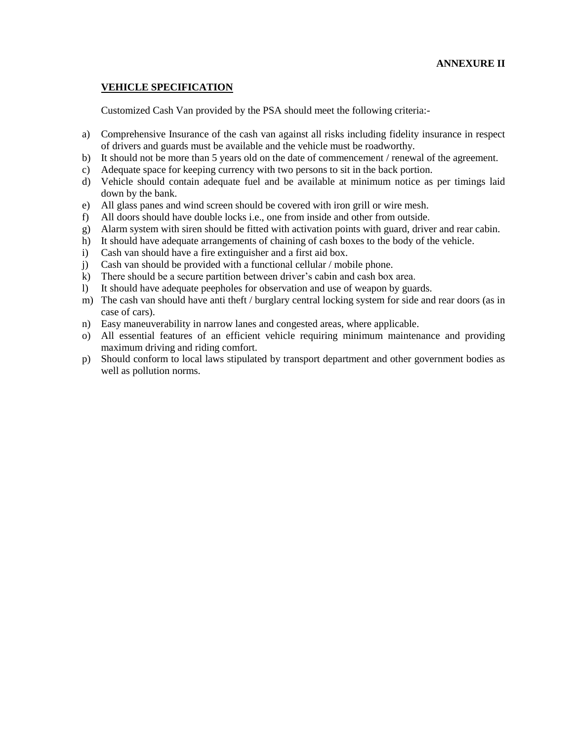**ANNEXURE II**

## VEHICLE SPECIFICATION

Customized Cash Van provided by the PSA should meet the following criteria:-

a) Comprehensive Insurance of the cash van against all risks including fidelity insurance in respect of drivers and guards must be available and the vehicle must be roadworthy.
b) It should not be more than 5 years old on the date of commencement / renewal of the agreement.
c) Adequate space for keeping currency with two persons to sit in the back portion.
d) Vehicle should contain adequate fuel and be available at minimum notice as per timings laid down by the bank.
e) All glass panes and wind screen should be covered with iron grill or wire mesh.
f) All doors should have double locks i.e., one from inside and other from outside.
g) Alarm system with siren should be fitted with activation points with guard, driver and rear cabin.
h) It should have adequate arrangements of chaining of cash boxes to the body of the vehicle.
i) Cash van should have a fire extinguisher and a first aid box.
j) Cash van should be provided with a functional cellular / mobile phone.
k) There should be a secure partition between driver's cabin and cash box area.
l) It should have adequate peepholes for observation and use of weapon by guards.
m) The cash van should have anti theft / burglary central locking system for side and rear doors (as in case of cars).
n) Easy maneuverability in narrow lanes and congested areas, where applicable.
o) All essential features of an efficient vehicle requiring minimum maintenance and providing maximum driving and riding comfort.
p) Should conform to local laws stipulated by transport department and other government bodies as well as pollution norms.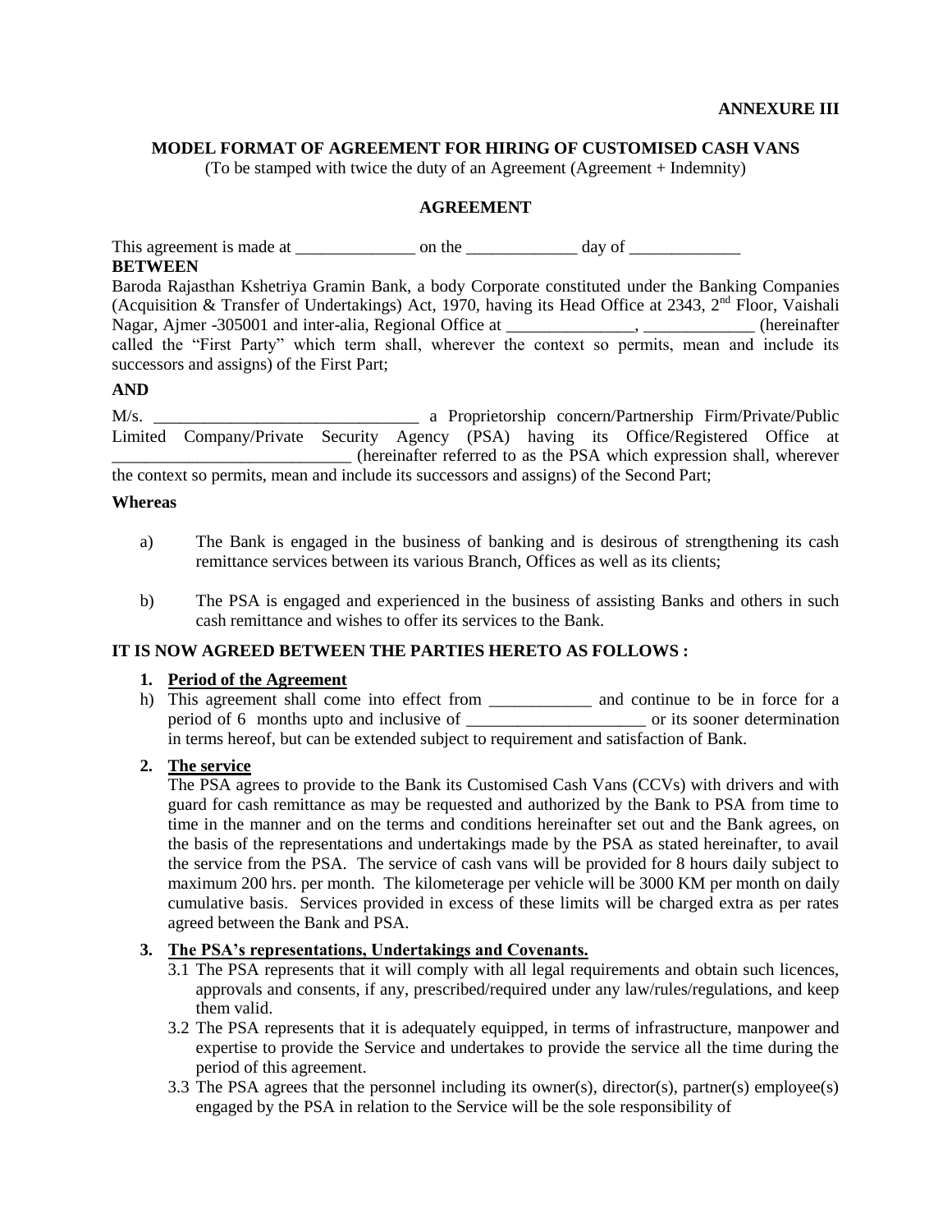**ANNEXURE III**

**MODEL FORMAT OF AGREEMENT FOR HIRING OF CUSTOMISED CASH VANS**

(To be stamped with twice the duty of an Agreement (Agreement + Indemnity)

**AGREEMENT**

This agreement is made at ______________ on the _____________ day of _____________

**BETWEEN**

Baroda Rajasthan Kshetriya Gramin Bank, a body Corporate constituted under the Banking Companies (Acquisition & Transfer of Undertakings) Act, 1970, having its Head Office at 2343, 2nd Floor, Vaishali Nagar, Ajmer -305001 and inter-alia, Regional Office at _______________, _____________ (hereinafter called the "First Party" which term shall, wherever the context so permits, mean and include its successors and assigns) of the First Part;

**AND**

M/s. _______________________________ a Proprietorship concern/Partnership Firm/Private/Public Limited Company/Private Security Agency (PSA) having its Office/Registered Office at ____________________________ (hereinafter referred to as the PSA which expression shall, wherever the context so permits, mean and include its successors and assigns) of the Second Part;

**Whereas**

a) The Bank is engaged in the business of banking and is desirous of strengthening its cash remittance services between its various Branch, Offices as well as its clients;

b) The PSA is engaged and experienced in the business of assisting Banks and others in such cash remittance and wishes to offer its services to the Bank.

**IT IS NOW AGREED BETWEEN THE PARTIES HERETO AS FOLLOWS :**

1. **Period of the Agreement**

h) This agreement shall come into effect from ____________ and continue to be in force for a period of 6 months upto and inclusive of _____________________ or its sooner determination in terms hereof, but can be extended subject to requirement and satisfaction of Bank.

2. **The service**

The PSA agrees to provide to the Bank its Customised Cash Vans (CCVs) with drivers and with guard for cash remittance as may be requested and authorized by the Bank to PSA from time to time in the manner and on the terms and conditions hereinafter set out and the Bank agrees, on the basis of the representations and undertakings made by the PSA as stated hereinafter, to avail the service from the PSA. The service of cash vans will be provided for 8 hours daily subject to maximum 200 hrs. per month. The kilometerage per vehicle will be 3000 KM per month on daily cumulative basis. Services provided in excess of these limits will be charged extra as per rates agreed between the Bank and PSA.

3. **The PSA's representations, Undertakings and Covenants.**

3.1 The PSA represents that it will comply with all legal requirements and obtain such licences, approvals and consents, if any, prescribed/required under any law/rules/regulations, and keep them valid.

3.2 The PSA represents that it is adequately equipped, in terms of infrastructure, manpower and expertise to provide the Service and undertakes to provide the service all the time during the period of this agreement.

3.3 The PSA agrees that the personnel including its owner(s), director(s), partner(s) employee(s) engaged by the PSA in relation to the Service will be the sole responsibility of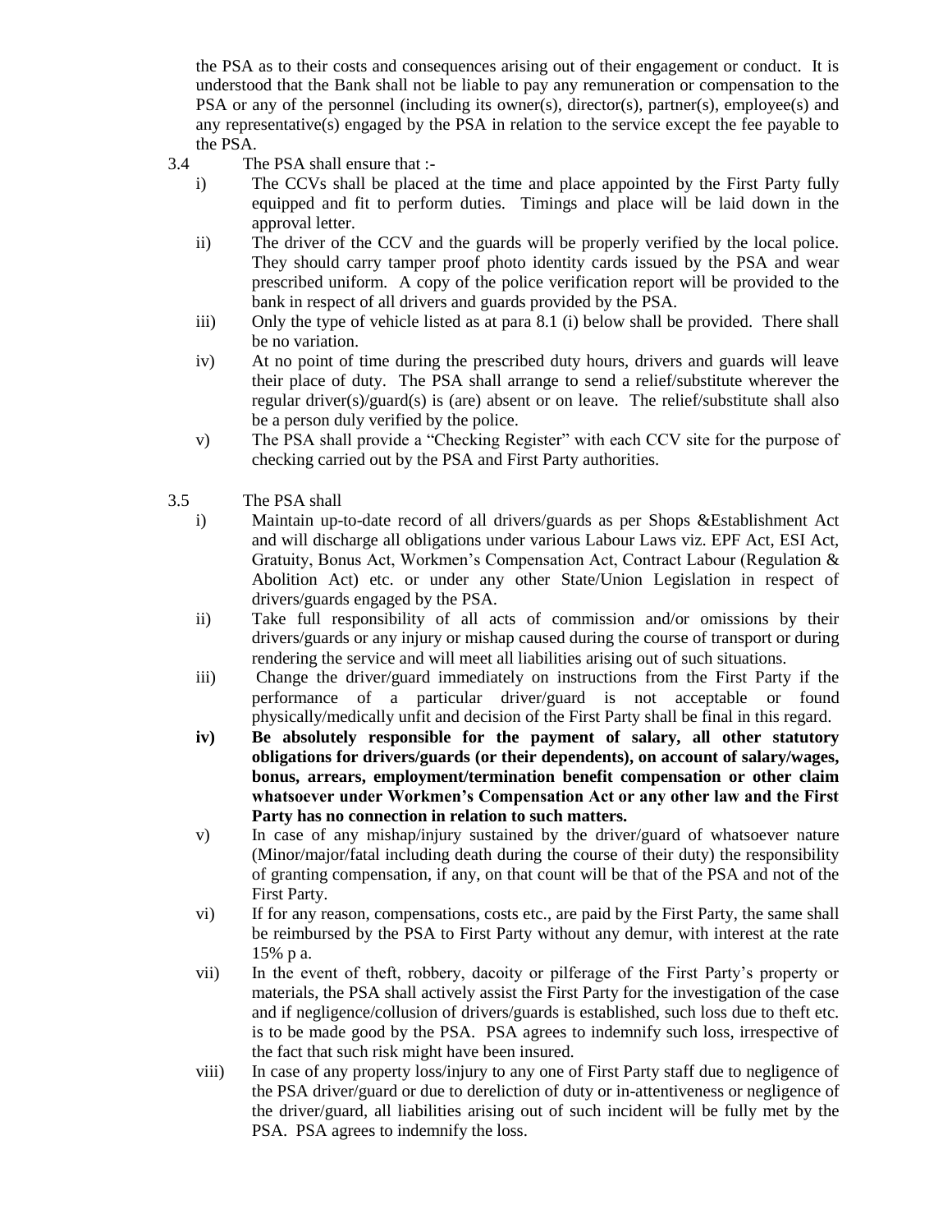the PSA as to their costs and consequences arising out of their engagement or conduct. It is understood that the Bank shall not be liable to pay any remuneration or compensation to the PSA or any of the personnel (including its owner(s), director(s), partner(s), employee(s) and any representative(s) engaged by the PSA in relation to the service except the fee payable to the PSA.

3.4 The PSA shall ensure that :-

i) The CCVs shall be placed at the time and place appointed by the First Party fully equipped and fit to perform duties. Timings and place will be laid down in the approval letter.

ii) The driver of the CCV and the guards will be properly verified by the local police. They should carry tamper proof photo identity cards issued by the PSA and wear prescribed uniform. A copy of the police verification report will be provided to the bank in respect of all drivers and guards provided by the PSA.

iii) Only the type of vehicle listed as at para 8.1 (i) below shall be provided. There shall be no variation.

iv) At no point of time during the prescribed duty hours, drivers and guards will leave their place of duty. The PSA shall arrange to send a relief/substitute wherever the regular driver(s)/guard(s) is (are) absent or on leave. The relief/substitute shall also be a person duly verified by the police.

v) The PSA shall provide a "Checking Register" with each CCV site for the purpose of checking carried out by the PSA and First Party authorities.

3.5 The PSA shall

i) Maintain up-to-date record of all drivers/guards as per Shops &Establishment Act and will discharge all obligations under various Labour Laws viz. EPF Act, ESI Act, Gratuity, Bonus Act, Workmen's Compensation Act, Contract Labour (Regulation & Abolition Act) etc. or under any other State/Union Legislation in respect of drivers/guards engaged by the PSA.

ii) Take full responsibility of all acts of commission and/or omissions by their drivers/guards or any injury or mishap caused during the course of transport or during rendering the service and will meet all liabilities arising out of such situations.

iii) Change the driver/guard immediately on instructions from the First Party if the performance of a particular driver/guard is not acceptable or found physically/medically unfit and decision of the First Party shall be final in this regard.

**iv) Be absolutely responsible for the payment of salary, all other statutory obligations for drivers/guards (or their dependents), on account of salary/wages, bonus, arrears, employment/termination benefit compensation or other claim whatsoever under Workmen's Compensation Act or any other law and the First Party has no connection in relation to such matters.**

v) In case of any mishap/injury sustained by the driver/guard of whatsoever nature (Minor/major/fatal including death during the course of their duty) the responsibility of granting compensation, if any, on that count will be that of the PSA and not of the First Party.

vi) If for any reason, compensations, costs etc., are paid by the First Party, the same shall be reimbursed by the PSA to First Party without any demur, with interest at the rate 15% p a.

vii) In the event of theft, robbery, dacoity or pilferage of the First Party's property or materials, the PSA shall actively assist the First Party for the investigation of the case and if negligence/collusion of drivers/guards is established, such loss due to theft etc. is to be made good by the PSA. PSA agrees to indemnify such loss, irrespective of the fact that such risk might have been insured.

viii) In case of any property loss/injury to any one of First Party staff due to negligence of the PSA driver/guard or due to dereliction of duty or in-attentiveness or negligence of the driver/guard, all liabilities arising out of such incident will be fully met by the PSA. PSA agrees to indemnify the loss.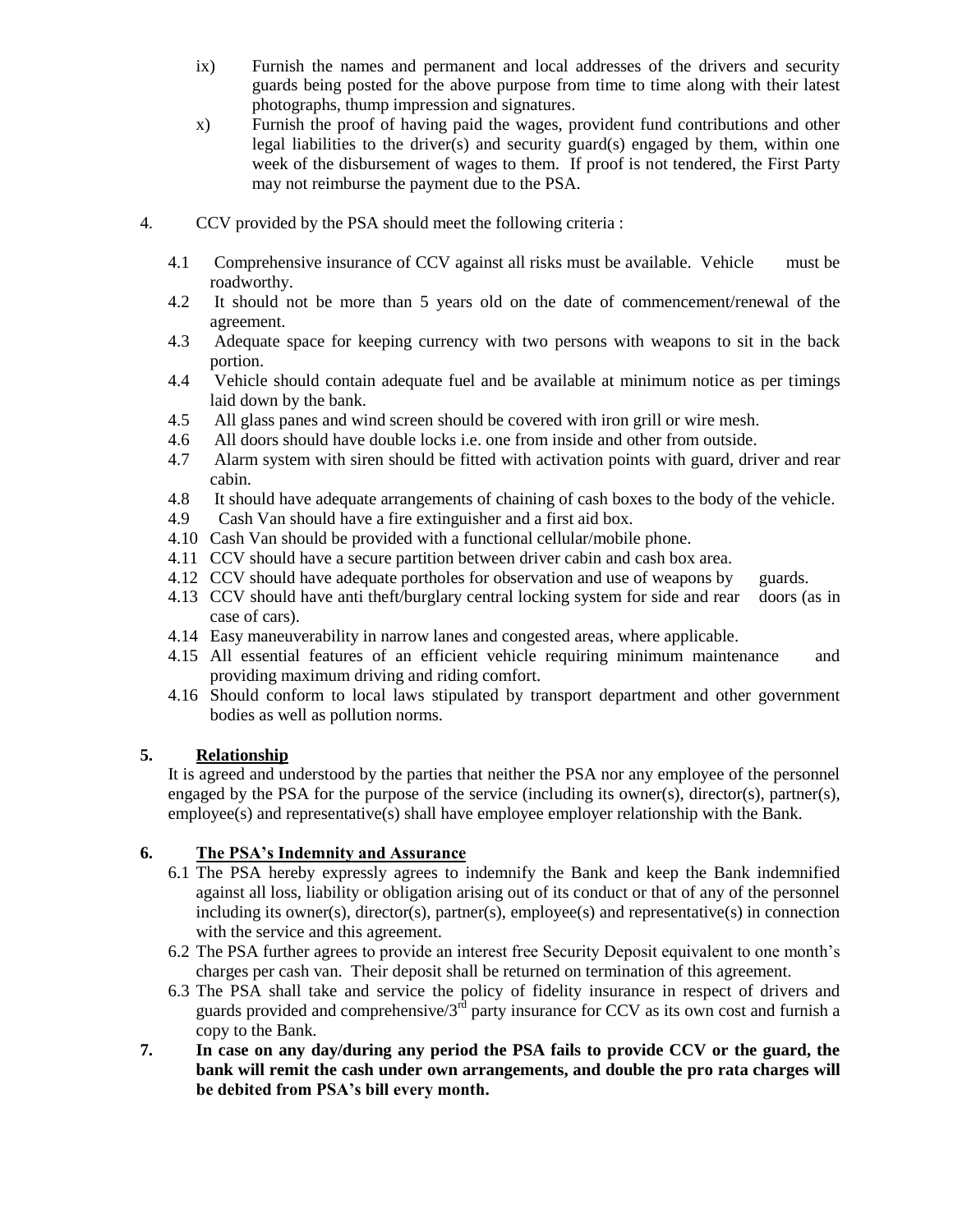ix) Furnish the names and permanent and local addresses of the drivers and security guards being posted for the above purpose from time to time along with their latest photographs, thump impression and signatures.

x) Furnish the proof of having paid the wages, provident fund contributions and other legal liabilities to the driver(s) and security guard(s) engaged by them, within one week of the disbursement of wages to them. If proof is not tendered, the First Party may not reimburse the payment due to the PSA.

4. CCV provided by the PSA should meet the following criteria :

4.1 Comprehensive insurance of CCV against all risks must be available. Vehicle must be roadworthy.

4.2 It should not be more than 5 years old on the date of commencement/renewal of the agreement.

4.3 Adequate space for keeping currency with two persons with weapons to sit in the back portion.

4.4 Vehicle should contain adequate fuel and be available at minimum notice as per timings laid down by the bank.

4.5 All glass panes and wind screen should be covered with iron grill or wire mesh.

4.6 All doors should have double locks i.e. one from inside and other from outside.

4.7 Alarm system with siren should be fitted with activation points with guard, driver and rear cabin.

4.8 It should have adequate arrangements of chaining of cash boxes to the body of the vehicle.

4.9 Cash Van should have a fire extinguisher and a first aid box.

4.10 Cash Van should be provided with a functional cellular/mobile phone.

4.11 CCV should have a secure partition between driver cabin and cash box area.

4.12 CCV should have adequate portholes for observation and use of weapons by guards.

4.13 CCV should have anti theft/burglary central locking system for side and rear doors (as in case of cars).

4.14 Easy maneuverability in narrow lanes and congested areas, where applicable.

4.15 All essential features of an efficient vehicle requiring minimum maintenance and providing maximum driving and riding comfort.

4.16 Should conform to local laws stipulated by transport department and other government bodies as well as pollution norms.

## 5. Relationship

It is agreed and understood by the parties that neither the PSA nor any employee of the personnel engaged by the PSA for the purpose of the service (including its owner(s), director(s), partner(s), employee(s) and representative(s) shall have employee employer relationship with the Bank.

## 6. The PSA's Indemnity and Assurance

6.1 The PSA hereby expressly agrees to indemnify the Bank and keep the Bank indemnified against all loss, liability or obligation arising out of its conduct or that of any of the personnel including its owner(s), director(s), partner(s), employee(s) and representative(s) in connection with the service and this agreement.

6.2 The PSA further agrees to provide an interest free Security Deposit equivalent to one month's charges per cash van. Their deposit shall be returned on termination of this agreement.

6.3 The PSA shall take and service the policy of fidelity insurance in respect of drivers and guards provided and comprehensive/3rd party insurance for CCV as its own cost and furnish a copy to the Bank.

**7. In case on any day/during any period the PSA fails to provide CCV or the guard, the bank will remit the cash under own arrangements, and double the pro rata charges will be debited from PSA's bill every month.**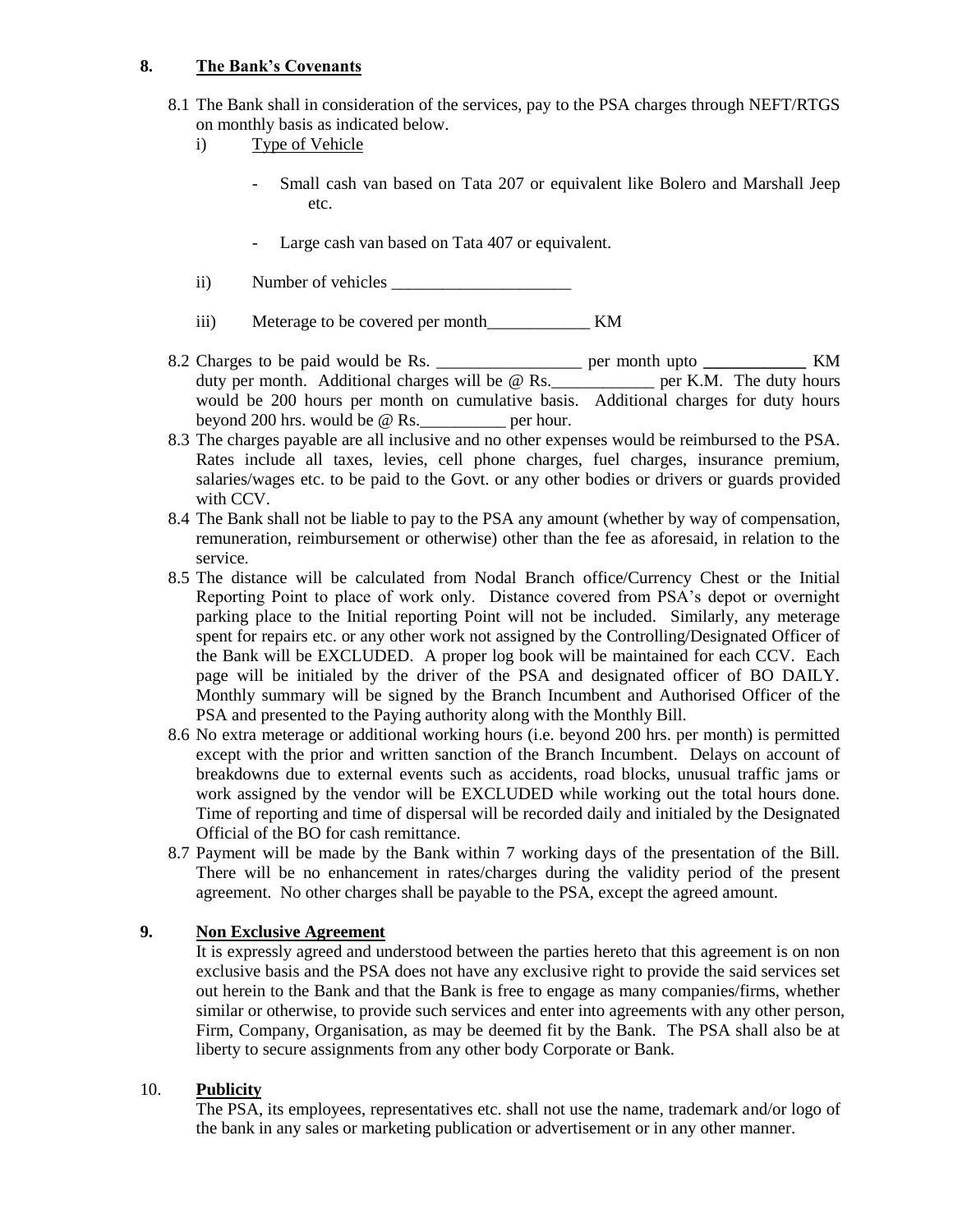## 8. The Bank's Covenants

8.1 The Bank shall in consideration of the services, pay to the PSA charges through NEFT/RTGS on monthly basis as indicated below.

i) Type of Vehicle

- Small cash van based on Tata 207 or equivalent like Bolero and Marshall Jeep etc.
- Large cash van based on Tata 407 or equivalent.

ii) Number of vehicles _____________________

iii) Meterage to be covered per month____________ KM

8.2 Charges to be paid would be Rs. _________________ per month upto ____________ KM duty per month. Additional charges will be @ Rs.____________ per K.M. The duty hours would be 200 hours per month on cumulative basis. Additional charges for duty hours beyond 200 hrs. would be @ Rs.__________ per hour.

8.3 The charges payable are all inclusive and no other expenses would be reimbursed to the PSA. Rates include all taxes, levies, cell phone charges, fuel charges, insurance premium, salaries/wages etc. to be paid to the Govt. or any other bodies or drivers or guards provided with CCV.

8.4 The Bank shall not be liable to pay to the PSA any amount (whether by way of compensation, remuneration, reimbursement or otherwise) other than the fee as aforesaid, in relation to the service.

8.5 The distance will be calculated from Nodal Branch office/Currency Chest or the Initial Reporting Point to place of work only. Distance covered from PSA's depot or overnight parking place to the Initial reporting Point will not be included. Similarly, any meterage spent for repairs etc. or any other work not assigned by the Controlling/Designated Officer of the Bank will be EXCLUDED. A proper log book will be maintained for each CCV. Each page will be initialed by the driver of the PSA and designated officer of BO DAILY. Monthly summary will be signed by the Branch Incumbent and Authorised Officer of the PSA and presented to the Paying authority along with the Monthly Bill.

8.6 No extra meterage or additional working hours (i.e. beyond 200 hrs. per month) is permitted except with the prior and written sanction of the Branch Incumbent. Delays on account of breakdowns due to external events such as accidents, road blocks, unusual traffic jams or work assigned by the vendor will be EXCLUDED while working out the total hours done. Time of reporting and time of dispersal will be recorded daily and initialed by the Designated Official of the BO for cash remittance.

8.7 Payment will be made by the Bank within 7 working days of the presentation of the Bill. There will be no enhancement in rates/charges during the validity period of the present agreement. No other charges shall be payable to the PSA, except the agreed amount.

## 9. Non Exclusive Agreement

It is expressly agreed and understood between the parties hereto that this agreement is on non exclusive basis and the PSA does not have any exclusive right to provide the said services set out herein to the Bank and that the Bank is free to engage as many companies/firms, whether similar or otherwise, to provide such services and enter into agreements with any other person, Firm, Company, Organisation, as may be deemed fit by the Bank. The PSA shall also be at liberty to secure assignments from any other body Corporate or Bank.

## 10. Publicity

The PSA, its employees, representatives etc. shall not use the name, trademark and/or logo of the bank in any sales or marketing publication or advertisement or in any other manner.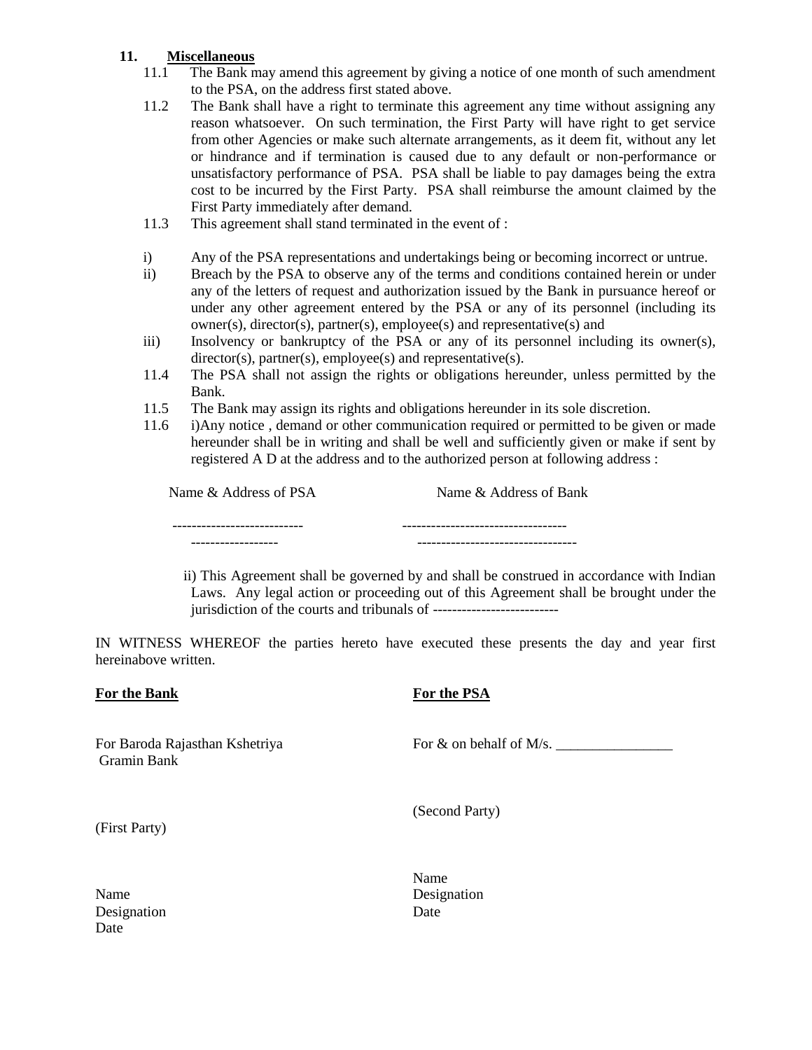**11. Miscellaneous**

11.1 The Bank may amend this agreement by giving a notice of one month of such amendment to the PSA, on the address first stated above.

11.2 The Bank shall have a right to terminate this agreement any time without assigning any reason whatsoever. On such termination, the First Party will have right to get service from other Agencies or make such alternate arrangements, as it deem fit, without any let or hindrance and if termination is caused due to any default or non-performance or unsatisfactory performance of PSA. PSA shall be liable to pay damages being the extra cost to be incurred by the First Party. PSA shall reimburse the amount claimed by the First Party immediately after demand.

11.3 This agreement shall stand terminated in the event of :

i) Any of the PSA representations and undertakings being or becoming incorrect or untrue.

ii) Breach by the PSA to observe any of the terms and conditions contained herein or under any of the letters of request and authorization issued by the Bank in pursuance hereof or under any other agreement entered by the PSA or any of its personnel (including its owner(s), director(s), partner(s), employee(s) and representative(s) and

iii) Insolvency or bankruptcy of the PSA or any of its personnel including its owner(s), director(s), partner(s), employee(s) and representative(s).

11.4 The PSA shall not assign the rights or obligations hereunder, unless permitted by the Bank.

11.5 The Bank may assign its rights and obligations hereunder in its sole discretion.

11.6 i)Any notice , demand or other communication required or permitted to be given or made hereunder shall be in writing and shall be well and sufficiently given or make if sent by registered A D at the address and to the authorized person at following address :

| Name & Address of PSA | Name & Address of Bank |
|---|---|
| --------------------------- | ---------------------------------- |
| ------------------ | --------------------------------- |

ii) This Agreement shall be governed by and shall be construed in accordance with Indian Laws. Any legal action or proceeding out of this Agreement shall be brought under the jurisdiction of the courts and tribunals of --------------------------

IN WITNESS WHEREOF the parties hereto have executed these presents the day and year first hereinabove written.

**For the Bank**

For Baroda Rajasthan Kshetriya Gramin Bank

(First Party)

Name
Designation
Date

**For the PSA**

For & on behalf of M/s. ________________

(Second Party)

Name
Designation
Date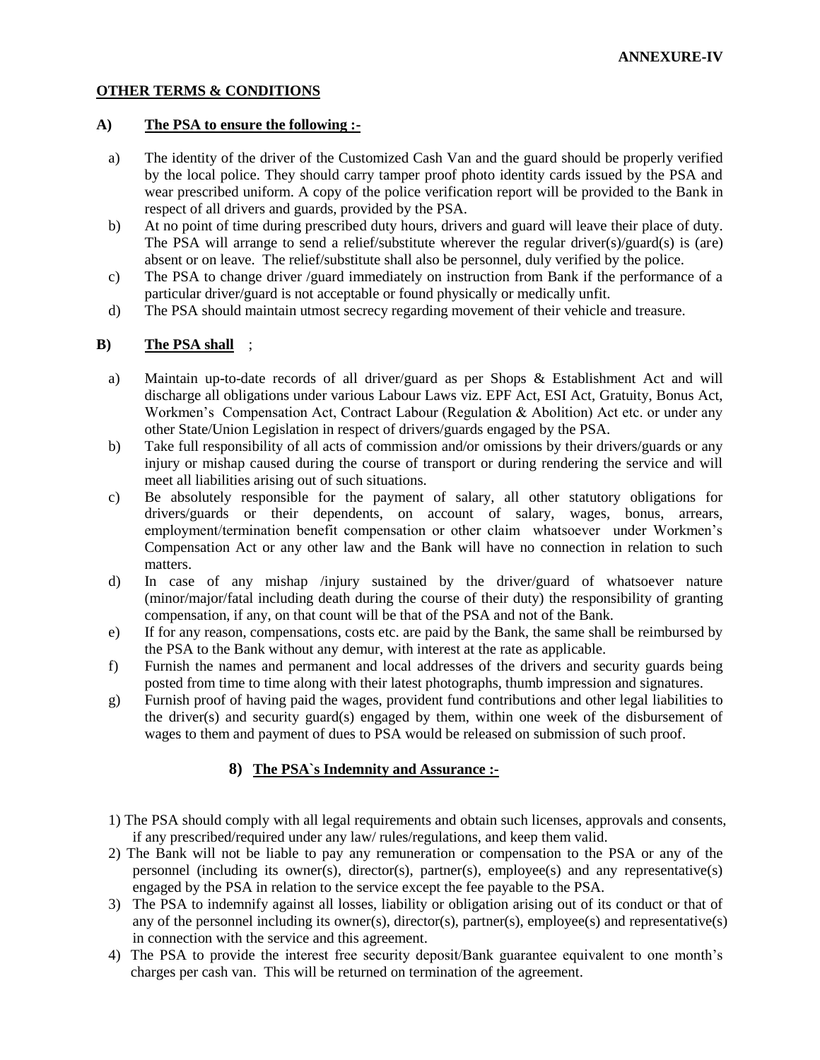**ANNEXURE-IV**

**OTHER TERMS & CONDITIONS**

**A) The PSA to ensure the following :-**

a) The identity of the driver of the Customized Cash Van and the guard should be properly verified by the local police. They should carry tamper proof photo identity cards issued by the PSA and wear prescribed uniform. A copy of the police verification report will be provided to the Bank in respect of all drivers and guards, provided by the PSA.

b) At no point of time during prescribed duty hours, drivers and guard will leave their place of duty. The PSA will arrange to send a relief/substitute wherever the regular driver(s)/guard(s) is (are) absent or on leave. The relief/substitute shall also be personnel, duly verified by the police.

c) The PSA to change driver /guard immediately on instruction from Bank if the performance of a particular driver/guard is not acceptable or found physically or medically unfit.

d) The PSA should maintain utmost secrecy regarding movement of their vehicle and treasure.

**B) The PSA shall** ;

a) Maintain up-to-date records of all driver/guard as per Shops & Establishment Act and will discharge all obligations under various Labour Laws viz. EPF Act, ESI Act, Gratuity, Bonus Act, Workmen's Compensation Act, Contract Labour (Regulation & Abolition) Act etc. or under any other State/Union Legislation in respect of drivers/guards engaged by the PSA.

b) Take full responsibility of all acts of commission and/or omissions by their drivers/guards or any injury or mishap caused during the course of transport or during rendering the service and will meet all liabilities arising out of such situations.

c) Be absolutely responsible for the payment of salary, all other statutory obligations for drivers/guards or their dependents, on account of salary, wages, bonus, arrears, employment/termination benefit compensation or other claim whatsoever under Workmen's Compensation Act or any other law and the Bank will have no connection in relation to such matters.

d) In case of any mishap /injury sustained by the driver/guard of whatsoever nature (minor/major/fatal including death during the course of their duty) the responsibility of granting compensation, if any, on that count will be that of the PSA and not of the Bank.

e) If for any reason, compensations, costs etc. are paid by the Bank, the same shall be reimbursed by the PSA to the Bank without any demur, with interest at the rate as applicable.

f) Furnish the names and permanent and local addresses of the drivers and security guards being posted from time to time along with their latest photographs, thumb impression and signatures.

g) Furnish proof of having paid the wages, provident fund contributions and other legal liabilities to the driver(s) and security guard(s) engaged by them, within one week of the disbursement of wages to them and payment of dues to PSA would be released on submission of such proof.

**8) The PSA`s Indemnity and Assurance :-**

1) The PSA should comply with all legal requirements and obtain such licenses, approvals and consents, if any prescribed/required under any law/ rules/regulations, and keep them valid.

2) The Bank will not be liable to pay any remuneration or compensation to the PSA or any of the personnel (including its owner(s), director(s), partner(s), employee(s) and any representative(s) engaged by the PSA in relation to the service except the fee payable to the PSA.

3) The PSA to indemnify against all losses, liability or obligation arising out of its conduct or that of any of the personnel including its owner(s), director(s), partner(s), employee(s) and representative(s) in connection with the service and this agreement.

4) The PSA to provide the interest free security deposit/Bank guarantee equivalent to one month's charges per cash van. This will be returned on termination of the agreement.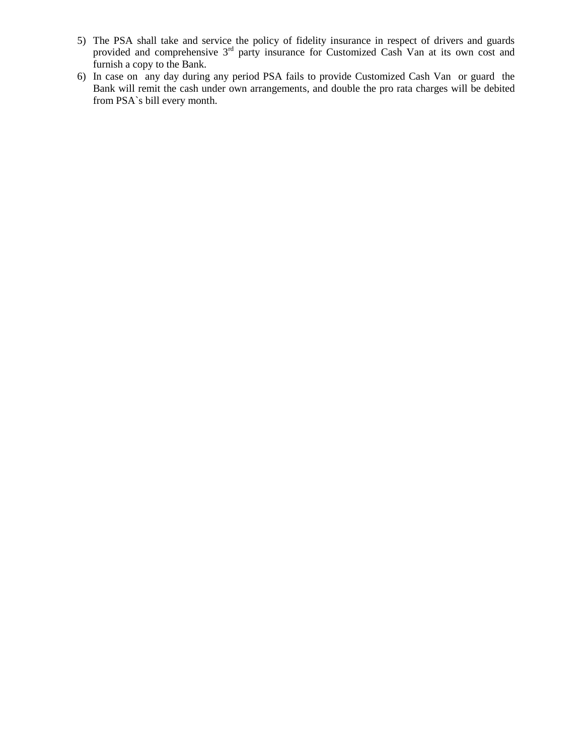5) The PSA shall take and service the policy of fidelity insurance in respect of drivers and guards provided and comprehensive 3rd party insurance for Customized Cash Van at its own cost and furnish a copy to the Bank.
6) In case on any day during any period PSA fails to provide Customized Cash Van or guard the Bank will remit the cash under own arrangements, and double the pro rata charges will be debited from PSA`s bill every month.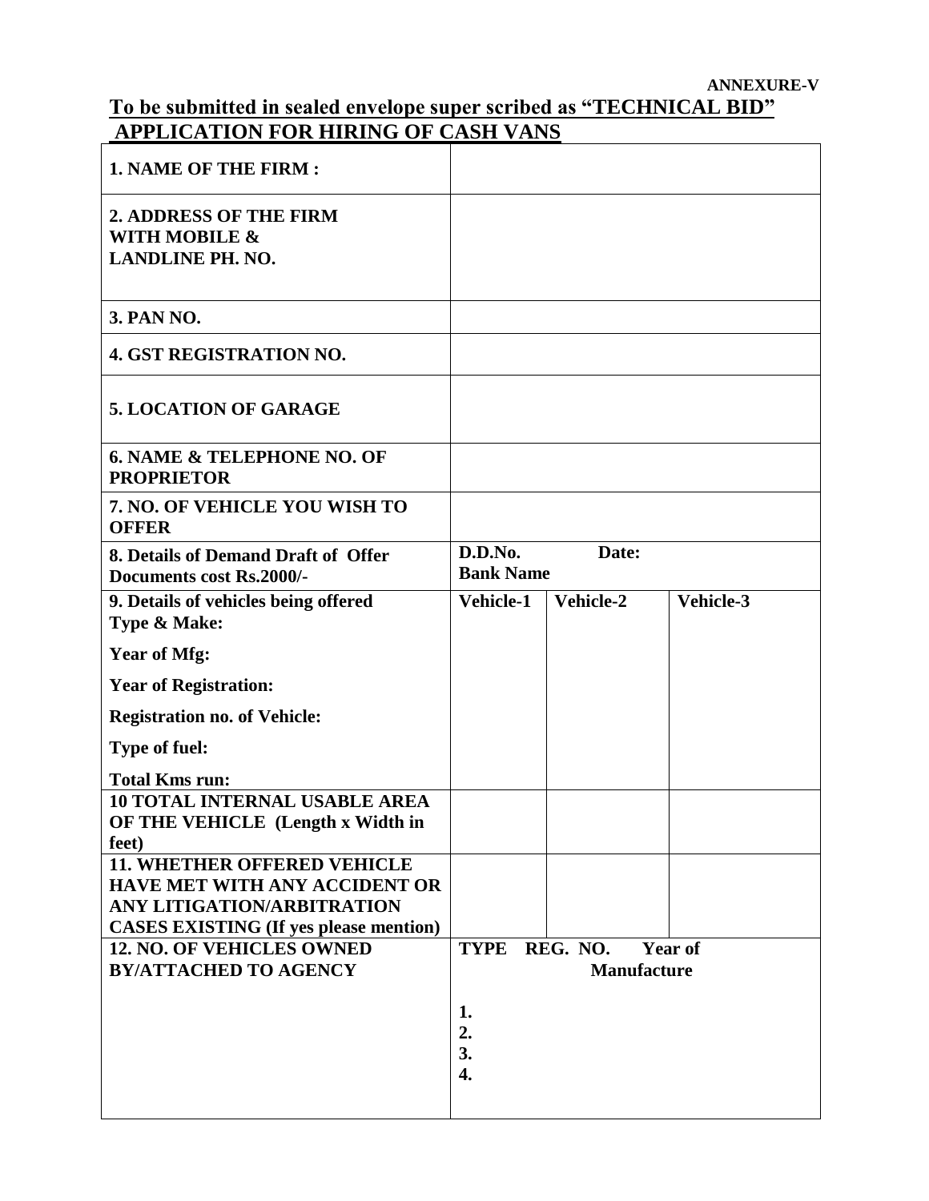**ANNEXURE-V**

## To be submitted in sealed envelope super scribed as "TECHNICAL BID"

## APPLICATION FOR HIRING OF CASH VANS

| | | | |
|---|---|---|---|
| **1. NAME OF THE FIRM :** | | | |
| **2. ADDRESS OF THE FIRM WITH MOBILE & LANDLINE PH. NO.** | | | |
| **3. PAN NO.** | | | |
| **4. GST REGISTRATION NO.** | | | |
| **5. LOCATION OF GARAGE** | | | |
| **6. NAME & TELEPHONE NO. OF PROPRIETOR** | | | |
| **7. NO. OF VEHICLE YOU WISH TO OFFER** | | | |
| **8. Details of Demand Draft of Offer Documents cost Rs.2000/-** | **D.D.No. Date:**<br>**Bank Name** | | |
| **9. Details of vehicles being offered**<br>**Type & Make:**<br>**Year of Mfg:**<br>**Year of Registration:**<br>**Registration no. of Vehicle:**<br>**Type of fuel:**<br>**Total Kms run:** | **Vehicle-1** | **Vehicle-2** | **Vehicle-3** |
| **10 TOTAL INTERNAL USABLE AREA OF THE VEHICLE (Length x Width in feet)** | | | |
| **11. WHETHER OFFERED VEHICLE HAVE MET WITH ANY ACCIDENT OR ANY LITIGATION/ARBITRATION CASES EXISTING (If yes please mention)** | | | |
| **12. NO. OF VEHICLES OWNED BY/ATTACHED TO AGENCY** | **TYPE REG. NO. Year of Manufacture**<br><br>**1.**<br>**2.**<br>**3.**<br>**4.** | | |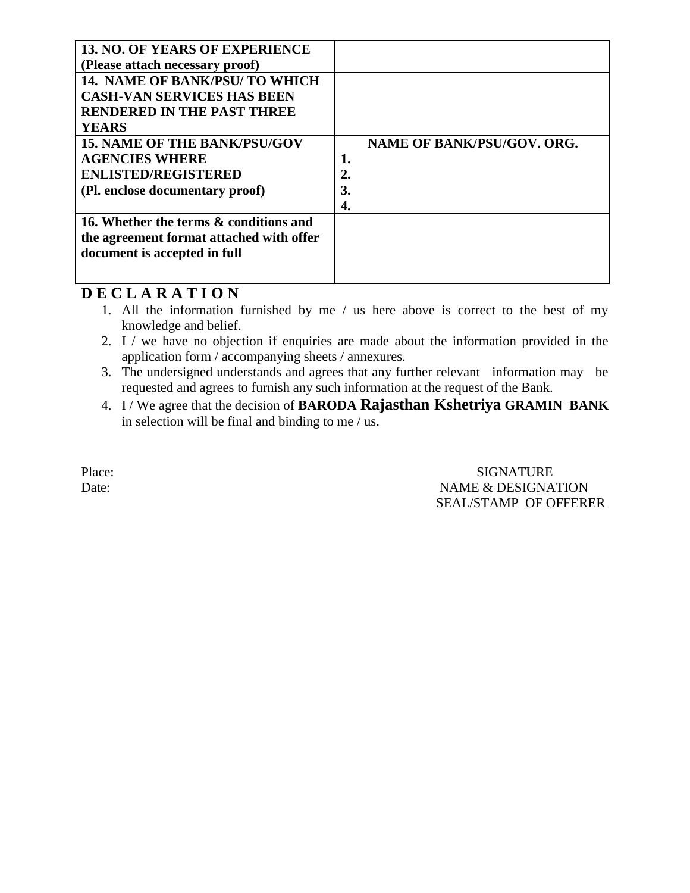| **13. NO. OF YEARS OF EXPERIENCE (Please attach necessary proof)** | |
|---|---|
| **14. NAME OF BANK/PSU/ TO WHICH CASH-VAN SERVICES HAS BEEN RENDERED IN THE PAST THREE YEARS** | |
| **15. NAME OF THE BANK/PSU/GOV AGENCIES WHERE ENLISTED/REGISTERED (Pl. enclose documentary proof)** | **NAME OF BANK/PSU/GOV. ORG.**<br>**1.**<br>**2.**<br>**3.**<br>**4.** |
| **16. Whether the terms & conditions and the agreement format attached with offer document is accepted in full** | |

## D E C L A R A T I O N

1. All the information furnished by me / us here above is correct to the best of my knowledge and belief.
2. I / we have no objection if enquiries are made about the information provided in the application form / accompanying sheets / annexures.
3. The undersigned understands and agrees that any further relevant information may be requested and agrees to furnish any such information at the request of the Bank.
4. I / We agree that the decision of **BARODA Rajasthan Kshetriya GRAMIN BANK** in selection will be final and binding to me / us.

Place:

Date:

SIGNATURE
NAME & DESIGNATION
SEAL/STAMP OF OFFERER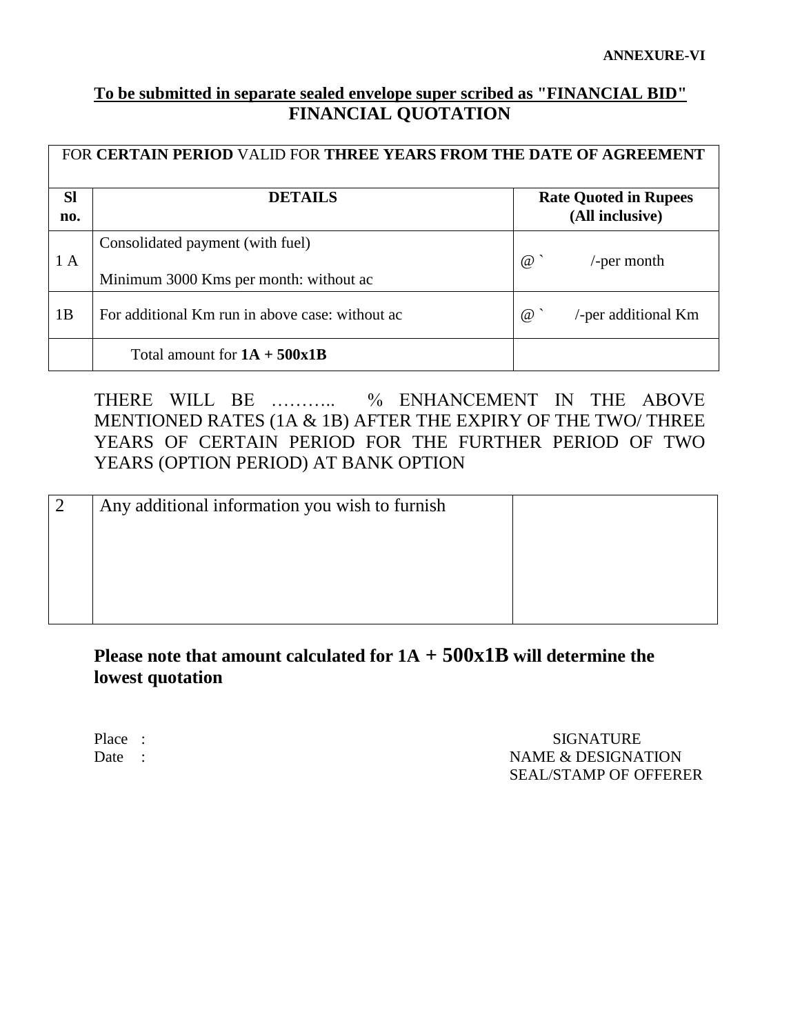**ANNEXURE-VI**

**To be submitted in separate sealed envelope super scribed as "FINANCIAL BID"**

**FINANCIAL QUOTATION**

| FOR **CERTAIN PERIOD** VALID FOR **THREE YEARS FROM THE DATE OF AGREEMENT** | | |
|---|---|---|
| **Sl no.** | **DETAILS** | **Rate Quoted in Rupees (All inclusive)** |
| 1 A | Consolidated payment (with fuel)<br>Minimum 3000 Kms per month: without ac | @ ` /-per month |
| 1B | For additional Km run in above case: without ac | @ ` /-per additional Km |
| | Total amount for **1A + 500x1B** | |

THERE WILL BE ……….. % ENHANCEMENT IN THE ABOVE MENTIONED RATES (1A & 1B) AFTER THE EXPIRY OF THE TWO/ THREE YEARS OF CERTAIN PERIOD FOR THE FURTHER PERIOD OF TWO YEARS (OPTION PERIOD) AT BANK OPTION

| | | |
|---|---|---|
| 2 | Any additional information you wish to furnish | |

**Please note that amount calculated for 1A + 500x1B will determine the lowest quotation**

Place :

Date :

SIGNATURE

NAME & DESIGNATION

SEAL/STAMP OF OFFERER